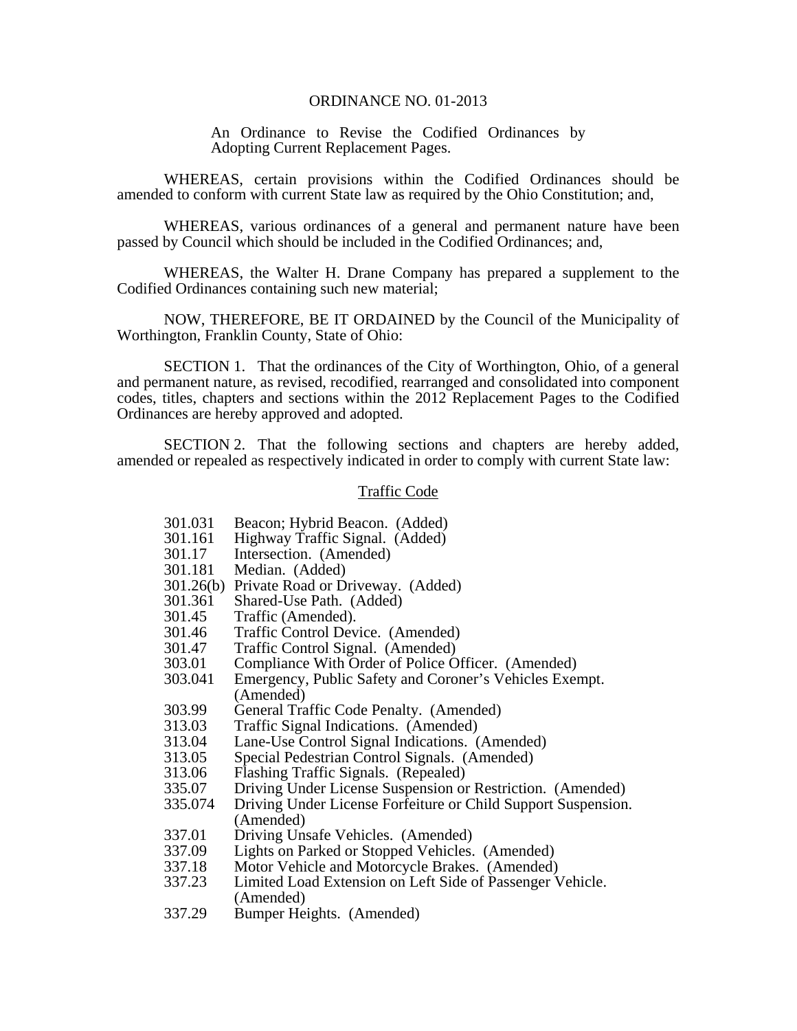# ORDINANCE NO. 01-2013

An Ordinance to Revise the Codified Ordinances by Adopting Current Replacement Pages.

WHEREAS, certain provisions within the Codified Ordinances should be amended to conform with current State law as required by the Ohio Constitution; and,

WHEREAS, various ordinances of a general and permanent nature have been passed by Council which should be included in the Codified Ordinances; and,

WHEREAS, the Walter H. Drane Company has prepared a supplement to the Codified Ordinances containing such new material;

NOW, THEREFORE, BE IT ORDAINED by the Council of the Municipality of Worthington, Franklin County, State of Ohio:

SECTION 1. That the ordinances of the City of Worthington, Ohio, of a general and permanent nature, as revised, recodified, rearranged and consolidated into component codes, titles, chapters and sections within the 2012 Replacement Pages to the Codified Ordinances are hereby approved and adopted.

SECTION 2. That the following sections and chapters are hereby added, amended or repealed as respectively indicated in order to comply with current State law:

## Traffic Code

| | |
|---|---|
| 301.031 | Beacon; Hybrid Beacon. (Added) |
| 301.161 | Highway Traffic Signal. (Added) |
| 301.17 | Intersection. (Amended) |
| 301.181 | Median. (Added) |
| 301.26(b) | Private Road or Driveway. (Added) |
| 301.361 | Shared-Use Path. (Added) |
| 301.45 | Traffic (Amended). |
| 301.46 | Traffic Control Device. (Amended) |
| 301.47 | Traffic Control Signal. (Amended) |
| 303.01 | Compliance With Order of Police Officer. (Amended) |
| 303.041 | Emergency, Public Safety and Coroner's Vehicles Exempt. (Amended) |
| 303.99 | General Traffic Code Penalty. (Amended) |
| 313.03 | Traffic Signal Indications. (Amended) |
| 313.04 | Lane-Use Control Signal Indications. (Amended) |
| 313.05 | Special Pedestrian Control Signals. (Amended) |
| 313.06 | Flashing Traffic Signals. (Repealed) |
| 335.07 | Driving Under License Suspension or Restriction. (Amended) |
| 335.074 | Driving Under License Forfeiture or Child Support Suspension. (Amended) |
| 337.01 | Driving Unsafe Vehicles. (Amended) |
| 337.09 | Lights on Parked or Stopped Vehicles. (Amended) |
| 337.18 | Motor Vehicle and Motorcycle Brakes. (Amended) |
| 337.23 | Limited Load Extension on Left Side of Passenger Vehicle. (Amended) |
| 337.29 | Bumper Heights. (Amended) |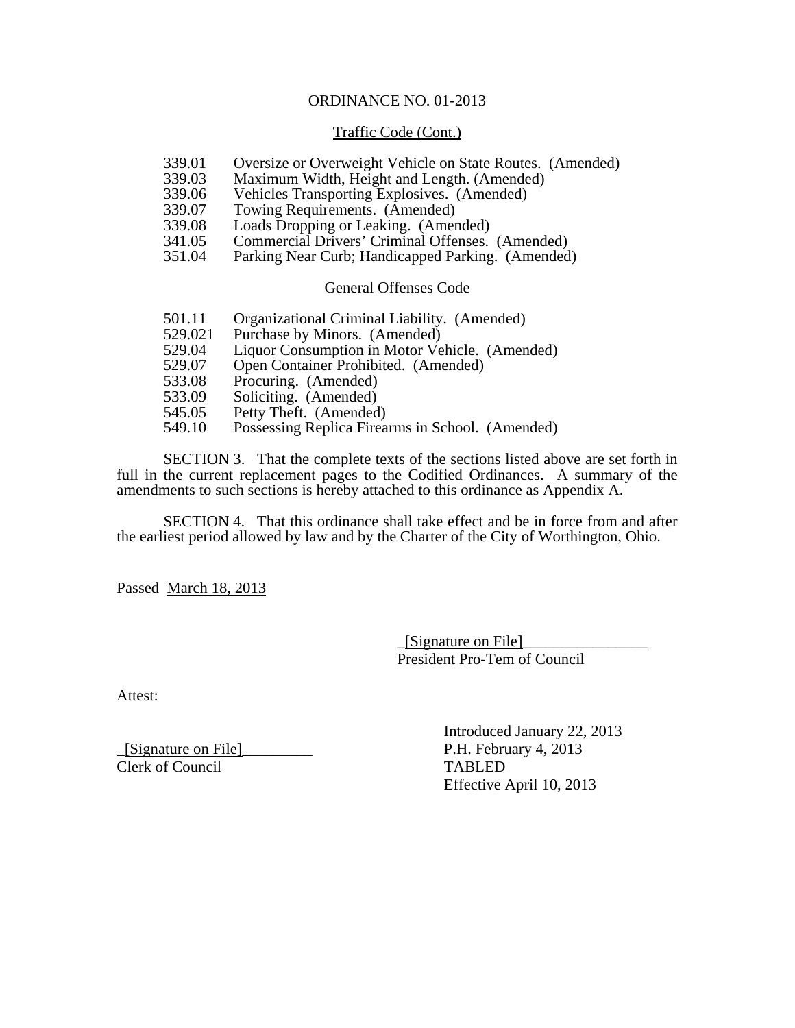ORDINANCE NO. 01-2013

Traffic Code (Cont.)

| | |
|---|---|
| 339.01 | Oversize or Overweight Vehicle on State Routes. (Amended) |
| 339.03 | Maximum Width, Height and Length. (Amended) |
| 339.06 | Vehicles Transporting Explosives. (Amended) |
| 339.07 | Towing Requirements. (Amended) |
| 339.08 | Loads Dropping or Leaking. (Amended) |
| 341.05 | Commercial Drivers' Criminal Offenses. (Amended) |
| 351.04 | Parking Near Curb; Handicapped Parking. (Amended) |

General Offenses Code

| | |
|---|---|
| 501.11 | Organizational Criminal Liability. (Amended) |
| 529.021 | Purchase by Minors. (Amended) |
| 529.04 | Liquor Consumption in Motor Vehicle. (Amended) |
| 529.07 | Open Container Prohibited. (Amended) |
| 533.08 | Procuring. (Amended) |
| 533.09 | Soliciting. (Amended) |
| 545.05 | Petty Theft. (Amended) |
| 549.10 | Possessing Replica Firearms in School. (Amended) |

SECTION 3. That the complete texts of the sections listed above are set forth in full in the current replacement pages to the Codified Ordinances. A summary of the amendments to such sections is hereby attached to this ordinance as Appendix A.

SECTION 4. That this ordinance shall take effect and be in force from and after the earliest period allowed by law and by the Charter of the City of Worthington, Ohio.

Passed March 18, 2013

_[Signature on File]________________
President Pro-Tem of Council

Attest:

_[Signature on File]_________
Clerk of Council

Introduced January 22, 2013
P.H. February 4, 2013
TABLED
Effective April 10, 2013